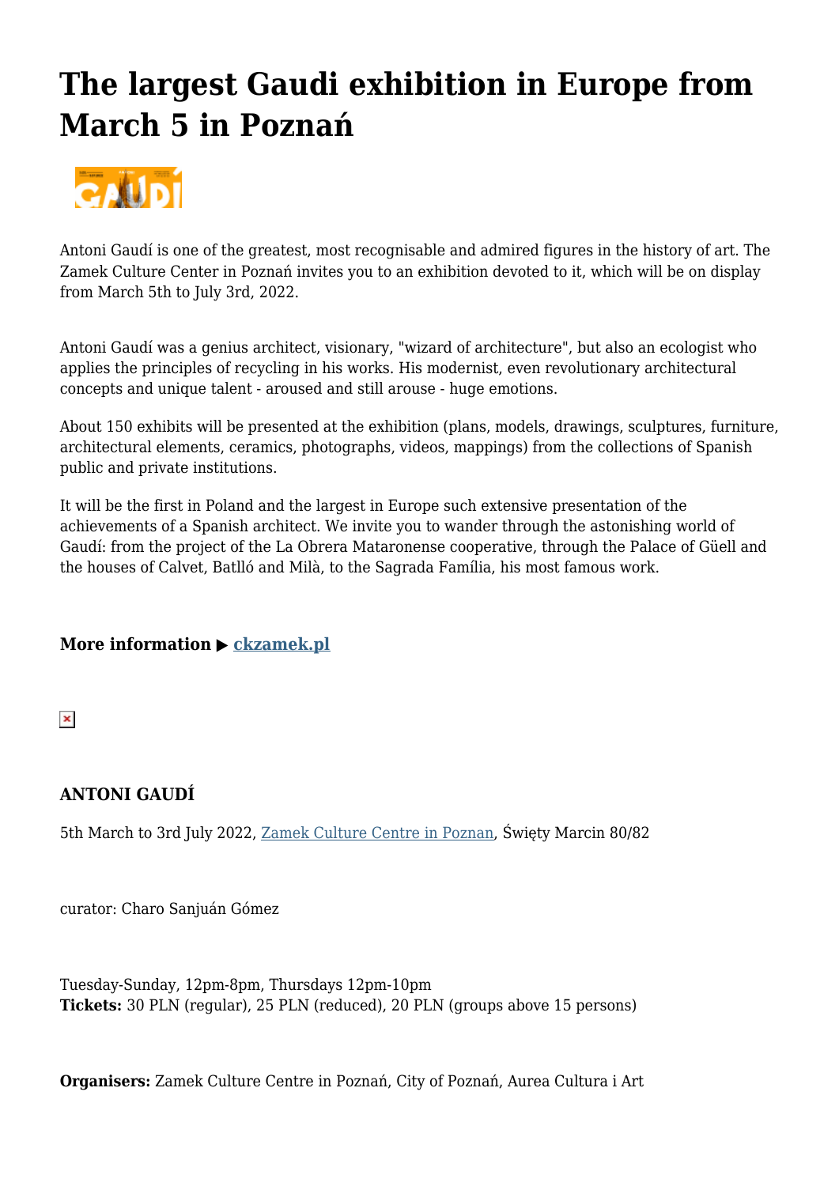# The largest Gaudi exhibition in Europe from March 5 in Poznań

Antoni Gaudí is one of the greatest, most recognisable and admired figures in the history of art. The Zamek Culture Center in Poznań invites you to an exhibition devoted to it, which will be on display from March 5th to July 3rd, 2022.

Antoni Gaudí was a genius architect, visionary, "wizard of architecture", but also an ecologist who applies the principles of recycling in his works. His modernist, even revolutionary architectural concepts and unique talent - aroused and still arouse - huge emotions.

About 150 exhibits will be presented at the exhibition (plans, models, drawings, sculptures, furniture, architectural elements, ceramics, photographs, videos, mappings) from the collections of Spanish public and private institutions.

It will be the first in Poland and the largest in Europe such extensive presentation of the achievements of a Spanish architect. We invite you to wander through the astonishing world of Gaudí: from the project of the La Obrera Mataronense cooperative, through the Palace of Güell and the houses of Calvet, Batlló and Milà, to the Sagrada Família, his most famous work.

**More information ▶ [ckzamek.pl](ckzamek.pl)**

**ANTONI GAUDÍ**

5th March to 3rd July 2022, Zamek Culture Centre in Poznan, Święty Marcin 80/82

curator: Charo Sanjuán Gómez

Tuesday-Sunday, 12pm-8pm, Thursdays 12pm-10pm
**Tickets:** 30 PLN (regular), 25 PLN (reduced), 20 PLN (groups above 15 persons)

**Organisers:** Zamek Culture Centre in Poznań, City of Poznań, Aurea Cultura i Art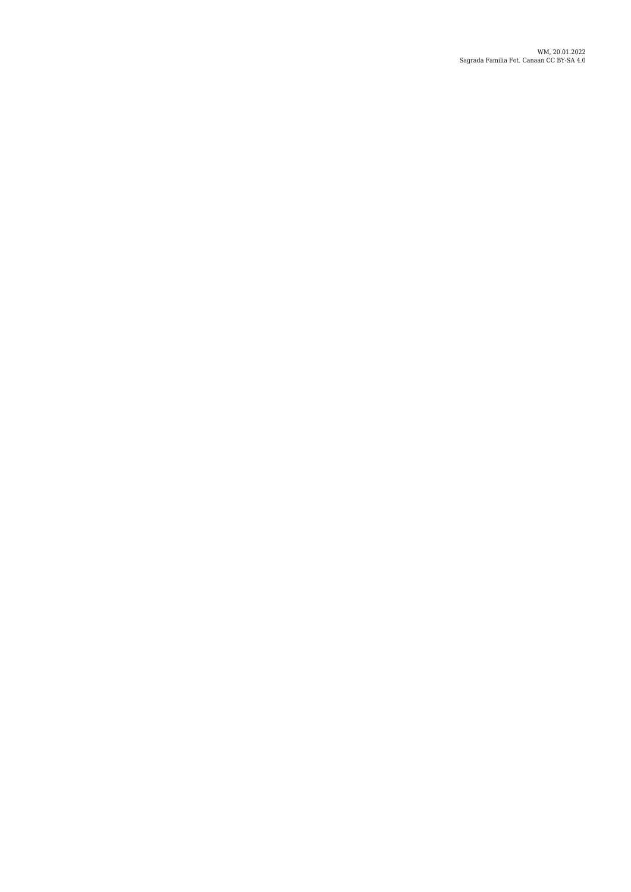WM, 20.01.2022
Sagrada Familia Fot. Canaan CC BY-SA 4.0